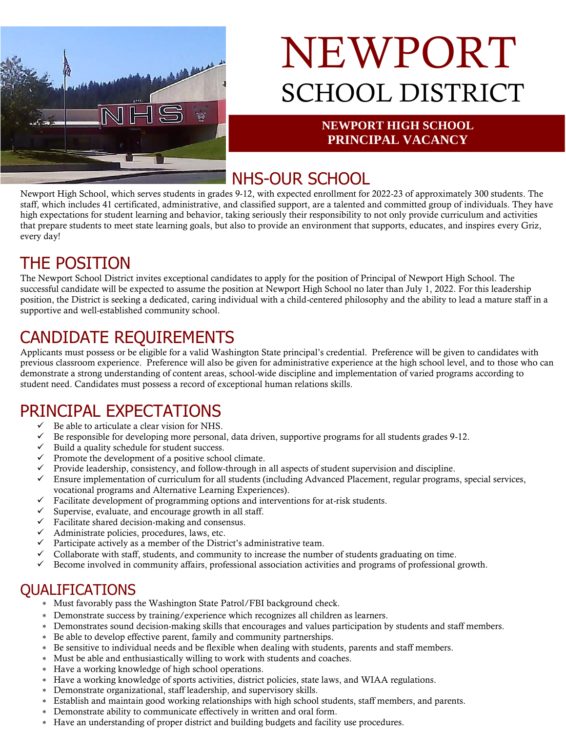# NEWPORT SCHOOL DISTRICT

**NEWPORT HIGH SCHOOL PRINCIPAL VACANCY**

## NHS-OUR SCHOOL

Newport High School, which serves students in grades 9-12, with expected enrollment for 2022-23 of approximately 300 students. The staff, which includes 41 certificated, administrative, and classified support, are a talented and committed group of individuals. They have high expectations for student learning and behavior, taking seriously their responsibility to not only provide curriculum and activities that prepare students to meet state learning goals, but also to provide an environment that supports, educates, and inspires every Griz, every day!

## THE POSITION

The Newport School District invites exceptional candidates to apply for the position of Principal of Newport High School. The successful candidate will be expected to assume the position at Newport High School no later than July 1, 2022. For this leadership position, the District is seeking a dedicated, caring individual with a child-centered philosophy and the ability to lead a mature staff in a supportive and well-established community school.

## CANDIDATE REQUIREMENTS

Applicants must possess or be eligible for a valid Washington State principal's credential. Preference will be given to candidates with previous classroom experience. Preference will also be given for administrative experience at the high school level, and to those who can demonstrate a strong understanding of content areas, school-wide discipline and implementation of varied programs according to student need. Candidates must possess a record of exceptional human relations skills.

## PRINCIPAL EXPECTATIONS

- ✓ Be able to articulate a clear vision for NHS.
- ✓ Be responsible for developing more personal, data driven, supportive programs for all students grades 9-12.
- ✓ Build a quality schedule for student success.
- ✓ Promote the development of a positive school climate.
- ✓ Provide leadership, consistency, and follow-through in all aspects of student supervision and discipline.
- ✓ Ensure implementation of curriculum for all students (including Advanced Placement, regular programs, special services, vocational programs and Alternative Learning Experiences).
- ✓ Facilitate development of programming options and interventions for at-risk students.
- ✓ Supervise, evaluate, and encourage growth in all staff.
- ✓ Facilitate shared decision-making and consensus.
- ✓ Administrate policies, procedures, laws, etc.
- ✓ Participate actively as a member of the District's administrative team.
- ✓ Collaborate with staff, students, and community to increase the number of students graduating on time.
- ✓ Become involved in community affairs, professional association activities and programs of professional growth.

## QUALIFICATIONS

- Must favorably pass the Washington State Patrol/FBI background check.
- Demonstrate success by training/experience which recognizes all children as learners.
- Demonstrates sound decision-making skills that encourages and values participation by students and staff members.
- Be able to develop effective parent, family and community partnerships.
- Be sensitive to individual needs and be flexible when dealing with students, parents and staff members.
- Must be able and enthusiastically willing to work with students and coaches.
- Have a working knowledge of high school operations.
- Have a working knowledge of sports activities, district policies, state laws, and WIAA regulations.
- Demonstrate organizational, staff leadership, and supervisory skills.
- Establish and maintain good working relationships with high school students, staff members, and parents.
- Demonstrate ability to communicate effectively in written and oral form.
- Have an understanding of proper district and building budgets and facility use procedures.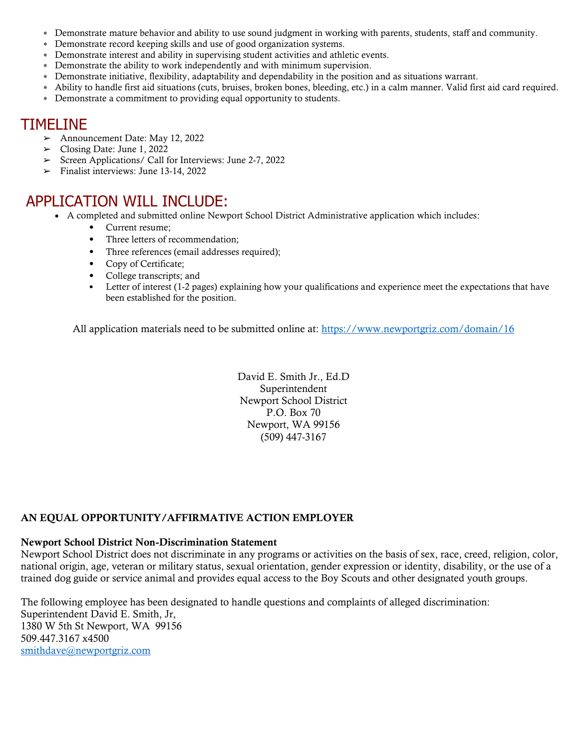- Demonstrate mature behavior and ability to use sound judgment in working with parents, students, staff and community.
- Demonstrate record keeping skills and use of good organization systems.
- Demonstrate interest and ability in supervising student activities and athletic events.
- Demonstrate the ability to work independently and with minimum supervision.
- Demonstrate initiative, flexibility, adaptability and dependability in the position and as situations warrant.
- Ability to handle first aid situations (cuts, bruises, broken bones, bleeding, etc.) in a calm manner. Valid first aid card required.
- Demonstrate a commitment to providing equal opportunity to students.

## TIMELINE

- Announcement Date: May 12, 2022
- Closing Date: June 1, 2022
- Screen Applications/ Call for Interviews: June 2-7, 2022
- Finalist interviews: June 13-14, 2022

## APPLICATION WILL INCLUDE:

- A completed and submitted online Newport School District Administrative application which includes:
  - Current resume;
  - Three letters of recommendation;
  - Three references (email addresses required);
  - Copy of Certificate;
  - College transcripts; and
  - Letter of interest (1-2 pages) explaining how your qualifications and experience meet the expectations that have been established for the position.

All application materials need to be submitted online at: https://www.newportgriz.com/domain/16

David E. Smith Jr., Ed.D
Superintendent
Newport School District
P.O. Box 70
Newport, WA 99156
(509) 447-3167

**AN EQUAL OPPORTUNITY/AFFIRMATIVE ACTION EMPLOYER**

**Newport School District Non-Discrimination Statement**
Newport School District does not discriminate in any programs or activities on the basis of sex, race, creed, religion, color, national origin, age, veteran or military status, sexual orientation, gender expression or identity, disability, or the use of a trained dog guide or service animal and provides equal access to the Boy Scouts and other designated youth groups.

The following employee has been designated to handle questions and complaints of alleged discrimination:
Superintendent David E. Smith, Jr,
1380 W 5th St Newport, WA 99156
509.447.3167 x4500
smithdave@newportgriz.com